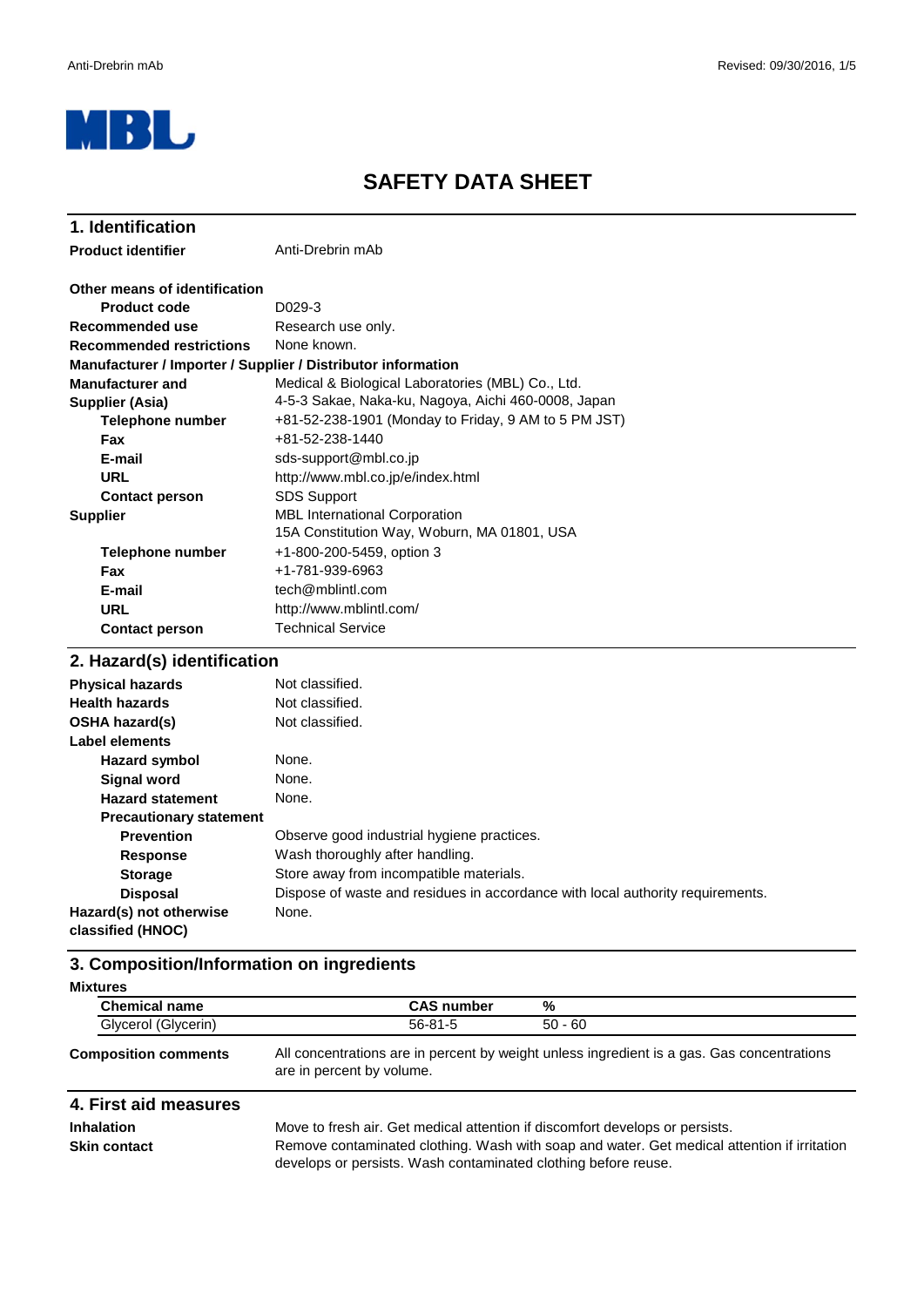# SAFETY DATA SHEET

## 1. Identification

**Product identifier** Anti-Drebrin mAb

**Other means of identification**

- **Product code**: D029-3
- **Recommended use**: Research use only.
- **Recommended restrictions**: None known.

**Manufacturer / Importer / Supplier / Distributor information**

**Manufacturer and Supplier (Asia)**
Medical & Biological Laboratories (MBL) Co., Ltd.
4-5-3 Sakae, Naka-ku, Nagoya, Aichi 460-0008, Japan

- **Telephone number**: +81-52-238-1901 (Monday to Friday, 9 AM to 5 PM JST)
- **Fax**: +81-52-238-1440
- **E-mail**: sds-support@mbl.co.jp
- **URL**: http://www.mbl.co.jp/e/index.html
- **Contact person**: SDS Support

**Supplier**
MBL International Corporation
15A Constitution Way, Woburn, MA 01801, USA

- **Telephone number**: +1-800-200-5459, option 3
- **Fax**: +1-781-939-6963
- **E-mail**: tech@mblintl.com
- **URL**: http://www.mblintl.com/
- **Contact person**: Technical Service

## 2. Hazard(s) identification

- **Physical hazards**: Not classified.
- **Health hazards**: Not classified.
- **OSHA hazard(s)**: Not classified.

**Label elements**

- **Hazard symbol**: None.
- **Signal word**: None.
- **Hazard statement**: None.
- **Precautionary statement**
  - **Prevention**: Observe good industrial hygiene practices.
  - **Response**: Wash thoroughly after handling.
  - **Storage**: Store away from incompatible materials.
  - **Disposal**: Dispose of waste and residues in accordance with local authority requirements.

**Hazard(s) not otherwise classified (HNOC)**: None.

## 3. Composition/Information on ingredients

**Mixtures**

| Chemical name | CAS number | % |
|---|---|---|
| Glycerol (Glycerin) | 56-81-5 | 50 - 60 |

**Composition comments**: All concentrations are in percent by weight unless ingredient is a gas. Gas concentrations are in percent by volume.

## 4. First aid measures

**Inhalation**: Move to fresh air. Get medical attention if discomfort develops or persists.

**Skin contact**: Remove contaminated clothing. Wash with soap and water. Get medical attention if irritation develops or persists. Wash contaminated clothing before reuse.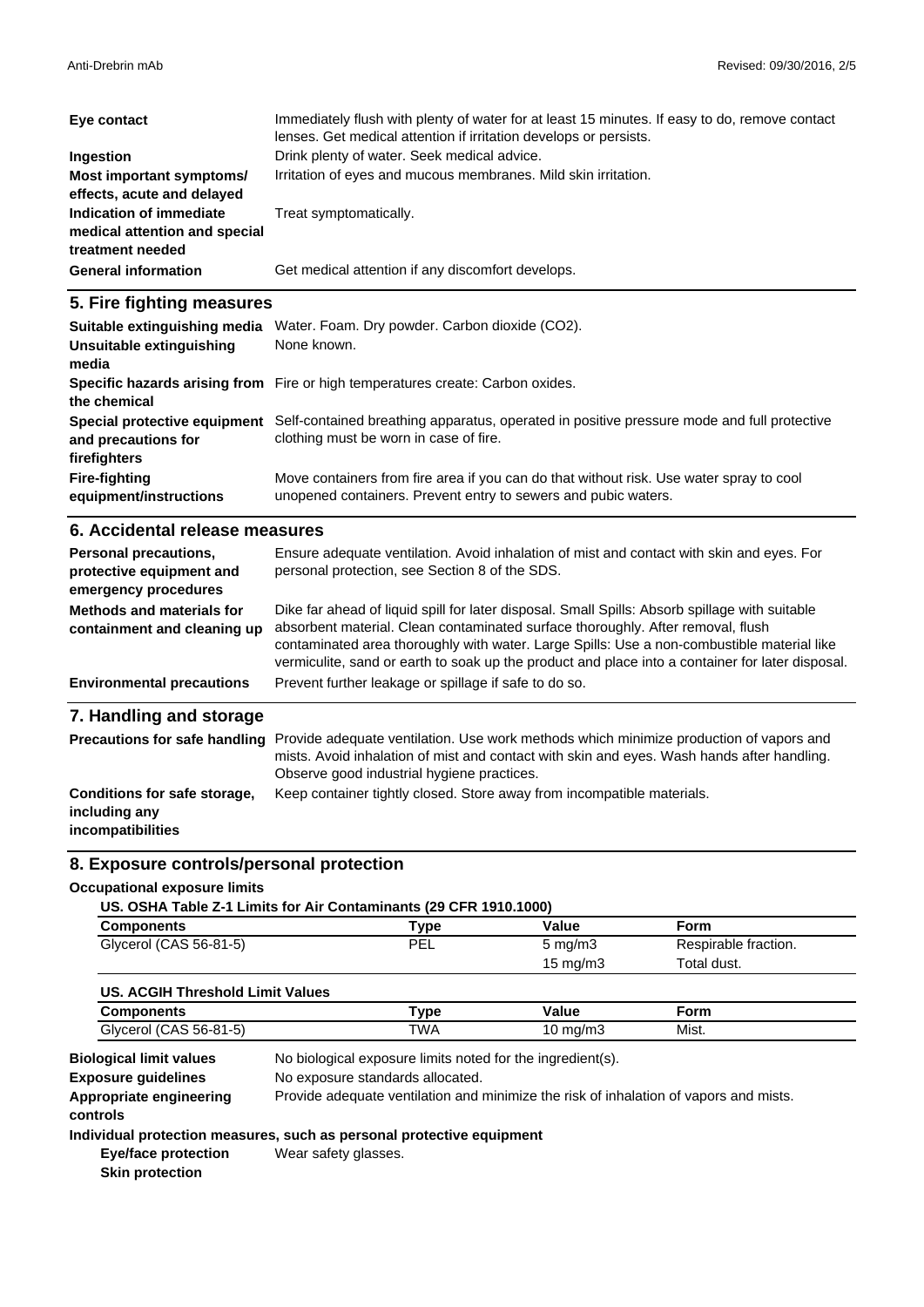| | |
|---|---|
| **Eye contact** | Immediately flush with plenty of water for at least 15 minutes. If easy to do, remove contact lenses. Get medical attention if irritation develops or persists. |
| **Ingestion** | Drink plenty of water. Seek medical advice. |
| **Most important symptoms/ effects, acute and delayed** | Irritation of eyes and mucous membranes. Mild skin irritation. |
| **Indication of immediate medical attention and special treatment needed** | Treat symptomatically. |
| **General information** | Get medical attention if any discomfort develops. |

## 5. Fire fighting measures

| | |
|---|---|
| **Suitable extinguishing media** | Water. Foam. Dry powder. Carbon dioxide ($CO_2$). |
| **Unsuitable extinguishing media** | None known. |
| **Specific hazards arising from the chemical** | Fire or high temperatures create: Carbon oxides. |
| **Special protective equipment and precautions for firefighters** | Self-contained breathing apparatus, operated in positive pressure mode and full protective clothing must be worn in case of fire. |
| **Fire-fighting equipment/instructions** | Move containers from fire area if you can do that without risk. Use water spray to cool unopened containers. Prevent entry to sewers and pubic waters. |

## 6. Accidental release measures

| | |
|---|---|
| **Personal precautions, protective equipment and emergency procedures** | Ensure adequate ventilation. Avoid inhalation of mist and contact with skin and eyes. For personal protection, see Section 8 of the SDS. |
| **Methods and materials for containment and cleaning up** | Dike far ahead of liquid spill for later disposal. Small Spills: Absorb spillage with suitable absorbent material. Clean contaminated surface thoroughly. After removal, flush contaminated area thoroughly with water. Large Spills: Use a non-combustible material like vermiculite, sand or earth to soak up the product and place into a container for later disposal. |
| **Environmental precautions** | Prevent further leakage or spillage if safe to do so. |

## 7. Handling and storage

| | |
|---|---|
| **Precautions for safe handling** | Provide adequate ventilation. Use work methods which minimize production of vapors and mists. Avoid inhalation of mist and contact with skin and eyes. Wash hands after handling. Observe good industrial hygiene practices. |
| **Conditions for safe storage, including any incompatibilities** | Keep container tightly closed. Store away from incompatible materials. |

## 8. Exposure controls/personal protection

**Occupational exposure limits**

**US. OSHA Table Z-1 Limits for Air Contaminants (29 CFR 1910.1000)**

| Components | Type | Value | Form |
|---|---|---|---|
| Glycerol (CAS 56-81-5) | PEL | 5 mg/m3 | Respirable fraction. |
| | | 15 mg/m3 | Total dust. |

**US. ACGIH Threshold Limit Values**

| Components | Type | Value | Form |
|---|---|---|---|
| Glycerol (CAS 56-81-5) | TWA | 10 mg/m3 | Mist. |

| | |
|---|---|
| **Biological limit values** | No biological exposure limits noted for the ingredient(s). |
| **Exposure guidelines** | No exposure standards allocated. |
| **Appropriate engineering controls** | Provide adequate ventilation and minimize the risk of inhalation of vapors and mists. |

**Individual protection measures, such as personal protective equipment**

| | |
|---|---|
| **Eye/face protection** | Wear safety glasses. |
| **Skin protection** | |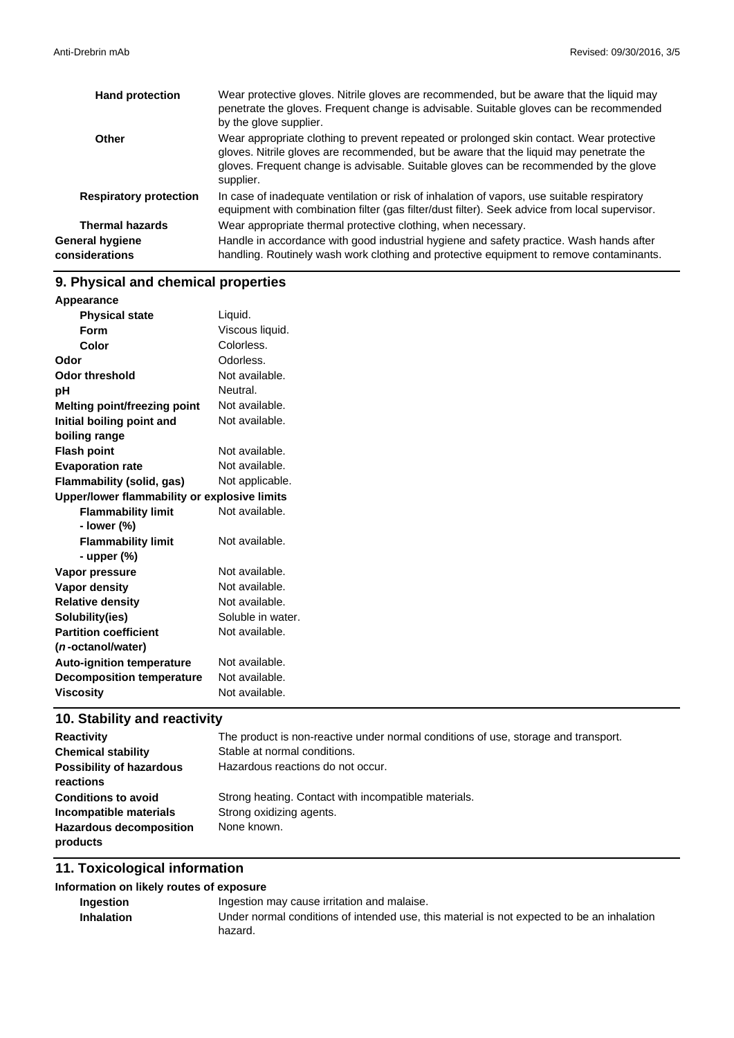| | |
|---|---|
| **Hand protection** | Wear protective gloves. Nitrile gloves are recommended, but be aware that the liquid may penetrate the gloves. Frequent change is advisable. Suitable gloves can be recommended by the glove supplier. |
| **Other** | Wear appropriate clothing to prevent repeated or prolonged skin contact. Wear protective gloves. Nitrile gloves are recommended, but be aware that the liquid may penetrate the gloves. Frequent change is advisable. Suitable gloves can be recommended by the glove supplier. |
| **Respiratory protection** | In case of inadequate ventilation or risk of inhalation of vapors, use suitable respiratory equipment with combination filter (gas filter/dust filter). Seek advice from local supervisor. |
| **Thermal hazards** | Wear appropriate thermal protective clothing, when necessary. |
| **General hygiene considerations** | Handle in accordance with good industrial hygiene and safety practice. Wash hands after handling. Routinely wash work clothing and protective equipment to remove contaminants. |

## 9. Physical and chemical properties

| | |
|---|---|
| **Appearance** | |
| **Physical state** | Liquid. |
| **Form** | Viscous liquid. |
| **Color** | Colorless. |
| **Odor** | Odorless. |
| **Odor threshold** | Not available. |
| **pH** | Neutral. |
| **Melting point/freezing point** | Not available. |
| **Initial boiling point and boiling range** | Not available. |
| **Flash point** | Not available. |
| **Evaporation rate** | Not available. |
| **Flammability (solid, gas)** | Not applicable. |
| **Upper/lower flammability or explosive limits** | |
| **Flammability limit - lower (%)** | Not available. |
| **Flammability limit - upper (%)** | Not available. |
| **Vapor pressure** | Not available. |
| **Vapor density** | Not available. |
| **Relative density** | Not available. |
| **Solubility(ies)** | Soluble in water. |
| **Partition coefficient (*n*-octanol/water)** | Not available. |
| **Auto-ignition temperature** | Not available. |
| **Decomposition temperature** | Not available. |
| **Viscosity** | Not available. |

## 10. Stability and reactivity

| | |
|---|---|
| **Reactivity** | The product is non-reactive under normal conditions of use, storage and transport. |
| **Chemical stability** | Stable at normal conditions. |
| **Possibility of hazardous reactions** | Hazardous reactions do not occur. |
| **Conditions to avoid** | Strong heating. Contact with incompatible materials. |
| **Incompatible materials** | Strong oxidizing agents. |
| **Hazardous decomposition products** | None known. |

## 11. Toxicological information

**Information on likely routes of exposure**

| | |
|---|---|
| **Ingestion** | Ingestion may cause irritation and malaise. |
| **Inhalation** | Under normal conditions of intended use, this material is not expected to be an inhalation hazard. |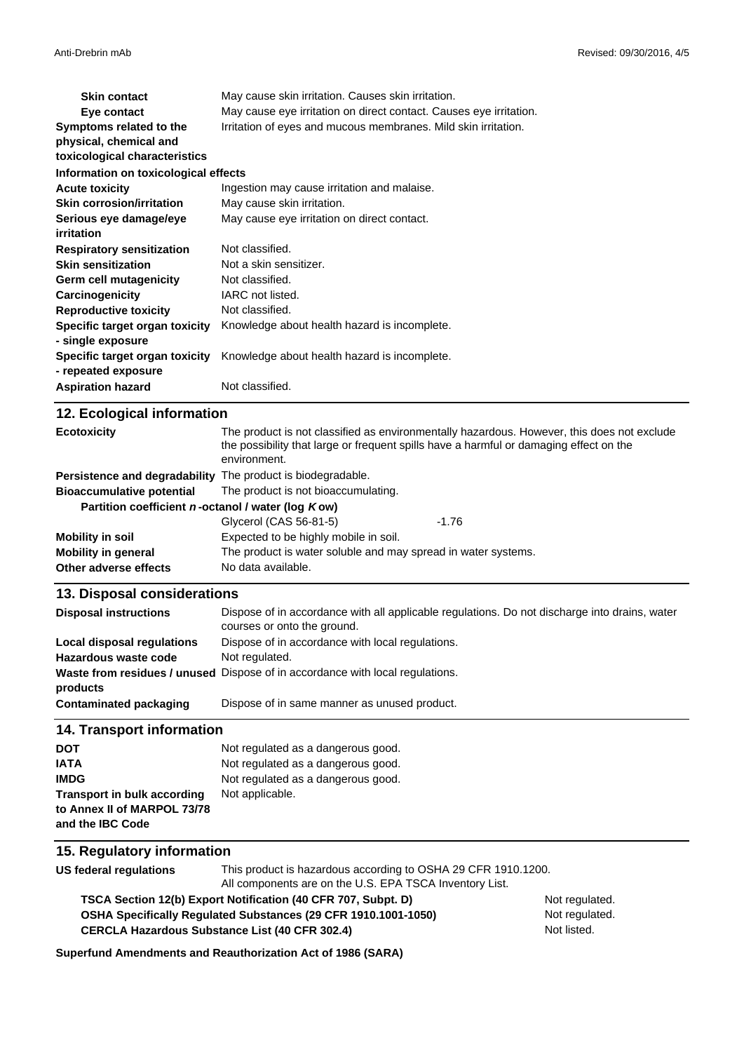| | |
|---|---|
| **Skin contact** | May cause skin irritation. Causes skin irritation. |
| **Eye contact** | May cause eye irritation on direct contact. Causes eye irritation. |
| **Symptoms related to the physical, chemical and toxicological characteristics** | Irritation of eyes and mucous membranes. Mild skin irritation. |

**Information on toxicological effects**

| | |
|---|---|
| **Acute toxicity** | Ingestion may cause irritation and malaise. |
| **Skin corrosion/irritation** | May cause skin irritation. |
| **Serious eye damage/eye irritation** | May cause eye irritation on direct contact. |
| **Respiratory sensitization** | Not classified. |
| **Skin sensitization** | Not a skin sensitizer. |
| **Germ cell mutagenicity** | Not classified. |
| **Carcinogenicity** | IARC not listed. |
| **Reproductive toxicity** | Not classified. |
| **Specific target organ toxicity - single exposure** | Knowledge about health hazard is incomplete. |
| **Specific target organ toxicity - repeated exposure** | Knowledge about health hazard is incomplete. |
| **Aspiration hazard** | Not classified. |

## 12. Ecological information

| | |
|---|---|
| **Ecotoxicity** | The product is not classified as environmentally hazardous. However, this does not exclude the possibility that large or frequent spills have a harmful or damaging effect on the environment. |
| **Persistence and degradability** | The product is biodegradable. |
| **Bioaccumulative potential** | The product is not bioaccumulating. |

**Partition coefficient *n*-octanol / water (log *K* ow)**

| | |
|---|---|
| Glycerol (CAS 56-81-5) | -1.76 |

| | |
|---|---|
| **Mobility in soil** | Expected to be highly mobile in soil. |
| **Mobility in general** | The product is water soluble and may spread in water systems. |
| **Other adverse effects** | No data available. |

## 13. Disposal considerations

| | |
|---|---|
| **Disposal instructions** | Dispose of in accordance with all applicable regulations. Do not discharge into drains, water courses or onto the ground. |
| **Local disposal regulations** | Dispose of in accordance with local regulations. |
| **Hazardous waste code** | Not regulated. |
| **Waste from residues / unused products** | Dispose of in accordance with local regulations. |
| **Contaminated packaging** | Dispose of in same manner as unused product. |

## 14. Transport information

| | |
|---|---|
| **DOT** | Not regulated as a dangerous good. |
| **IATA** | Not regulated as a dangerous good. |
| **IMDG** | Not regulated as a dangerous good. |
| **Transport in bulk according to Annex II of MARPOL 73/78 and the IBC Code** | Not applicable. |

## 15. Regulatory information

| | |
|---|---|
| **US federal regulations** | This product is hazardous according to OSHA 29 CFR 1910.1200. All components are on the U.S. EPA TSCA Inventory List. |

| | |
|---|---|
| **TSCA Section 12(b) Export Notification (40 CFR 707, Subpt. D)** | Not regulated. |
| **OSHA Specifically Regulated Substances (29 CFR 1910.1001-1050)** | Not regulated. |
| **CERCLA Hazardous Substance List (40 CFR 302.4)** | Not listed. |

**Superfund Amendments and Reauthorization Act of 1986 (SARA)**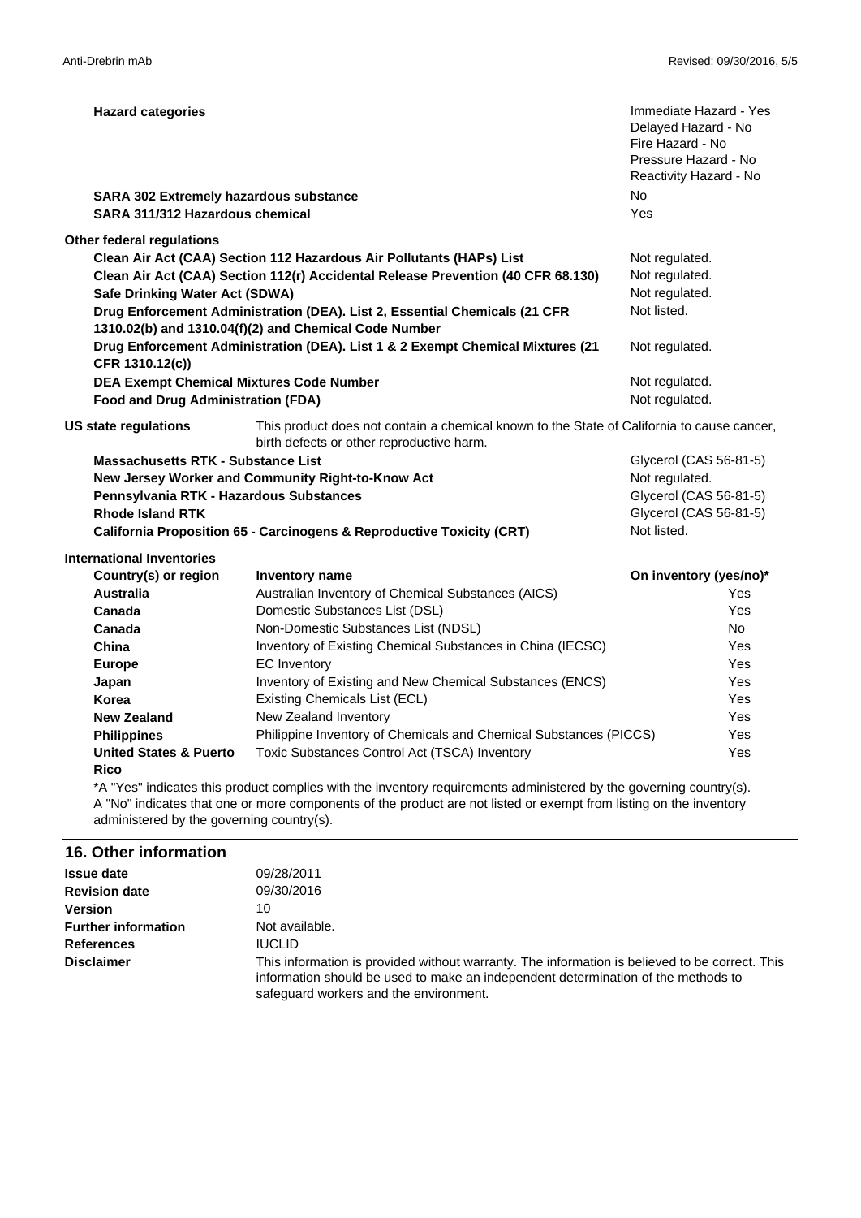| | |
|---|---|
| **Hazard categories** | Immediate Hazard - Yes<br>Delayed Hazard - No<br>Fire Hazard - No<br>Pressure Hazard - No<br>Reactivity Hazard - No |
| **SARA 302 Extremely hazardous substance** | No |
| **SARA 311/312 Hazardous chemical** | Yes |

**Other federal regulations**

| | |
|---|---|
| **Clean Air Act (CAA) Section 112 Hazardous Air Pollutants (HAPs) List** | Not regulated. |
| **Clean Air Act (CAA) Section 112(r) Accidental Release Prevention (40 CFR 68.130)** | Not regulated. |
| **Safe Drinking Water Act (SDWA)** | Not regulated. |
| **Drug Enforcement Administration (DEA). List 2, Essential Chemicals (21 CFR 1310.02(b) and 1310.04(f)(2) and Chemical Code Number** | Not listed. |
| **Drug Enforcement Administration (DEA). List 1 & 2 Exempt Chemical Mixtures (21 CFR 1310.12(c))** | Not regulated. |
| **DEA Exempt Chemical Mixtures Code Number** | Not regulated. |
| **Food and Drug Administration (FDA)** | Not regulated. |

**US state regulations** This product does not contain a chemical known to the State of California to cause cancer, birth defects or other reproductive harm.

| | |
|---|---|
| **Massachusetts RTK - Substance List** | Glycerol (CAS 56-81-5) |
| **New Jersey Worker and Community Right-to-Know Act** | Not regulated. |
| **Pennsylvania RTK - Hazardous Substances** | Glycerol (CAS 56-81-5) |
| **Rhode Island RTK** | Glycerol (CAS 56-81-5) |
| **California Proposition 65 - Carcinogens & Reproductive Toxicity (CRT)** | Not listed. |

**International Inventories**

| Country(s) or region | Inventory name | On inventory (yes/no)* |
|---|---|---|
| **Australia** | Australian Inventory of Chemical Substances (AICS) | Yes |
| **Canada** | Domestic Substances List (DSL) | Yes |
| **Canada** | Non-Domestic Substances List (NDSL) | No |
| **China** | Inventory of Existing Chemical Substances in China (IECSC) | Yes |
| **Europe** | EC Inventory | Yes |
| **Japan** | Inventory of Existing and New Chemical Substances (ENCS) | Yes |
| **Korea** | Existing Chemicals List (ECL) | Yes |
| **New Zealand** | New Zealand Inventory | Yes |
| **Philippines** | Philippine Inventory of Chemicals and Chemical Substances (PICCS) | Yes |
| **United States & Puerto Rico** | Toxic Substances Control Act (TSCA) Inventory | Yes |

*A "Yes" indicates this product complies with the inventory requirements administered by the governing country(s).
A "No" indicates that one or more components of the product are not listed or exempt from listing on the inventory administered by the governing country(s).

## 16. Other information

| | |
|---|---|
| **Issue date** | 09/28/2011 |
| **Revision date** | 09/30/2016 |
| **Version** | 10 |
| **Further information** | Not available. |
| **References** | IUCLID |
| **Disclaimer** | This information is provided without warranty. The information is believed to be correct. This information should be used to make an independent determination of the methods to safeguard workers and the environment. |